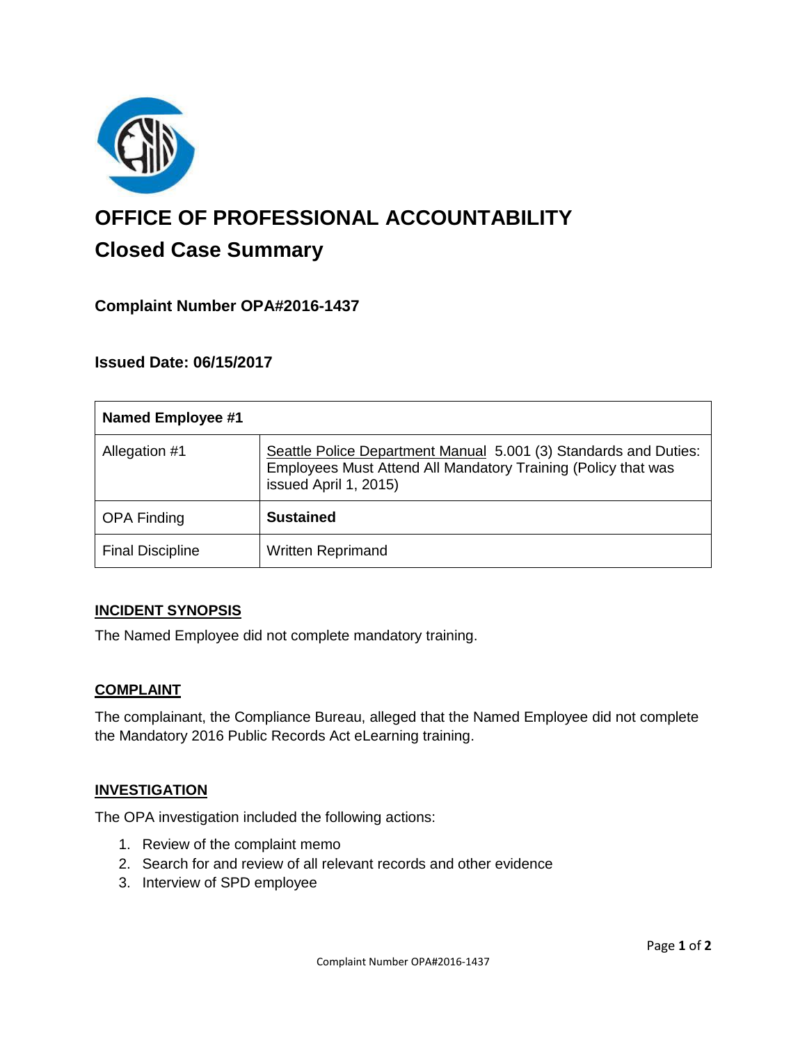# OFFICE OF PROFESSIONAL ACCOUNTABILITY

## Closed Case Summary

### Complaint Number OPA#2016-1437

### Issued Date: 06/15/2017

| Named Employee #1 | |
|---|---|
| Allegation #1 | Seattle Police Department Manual 5.001 (3) Standards and Duties: Employees Must Attend All Mandatory Training (Policy that was issued April 1, 2015) |
| OPA Finding | **Sustained** |
| Final Discipline | Written Reprimand |

**INCIDENT SYNOPSIS**

The Named Employee did not complete mandatory training.

**COMPLAINT**

The complainant, the Compliance Bureau, alleged that the Named Employee did not complete the Mandatory 2016 Public Records Act eLearning training.

**INVESTIGATION**

The OPA investigation included the following actions:

1. Review of the complaint memo
2. Search for and review of all relevant records and other evidence
3. Interview of SPD employee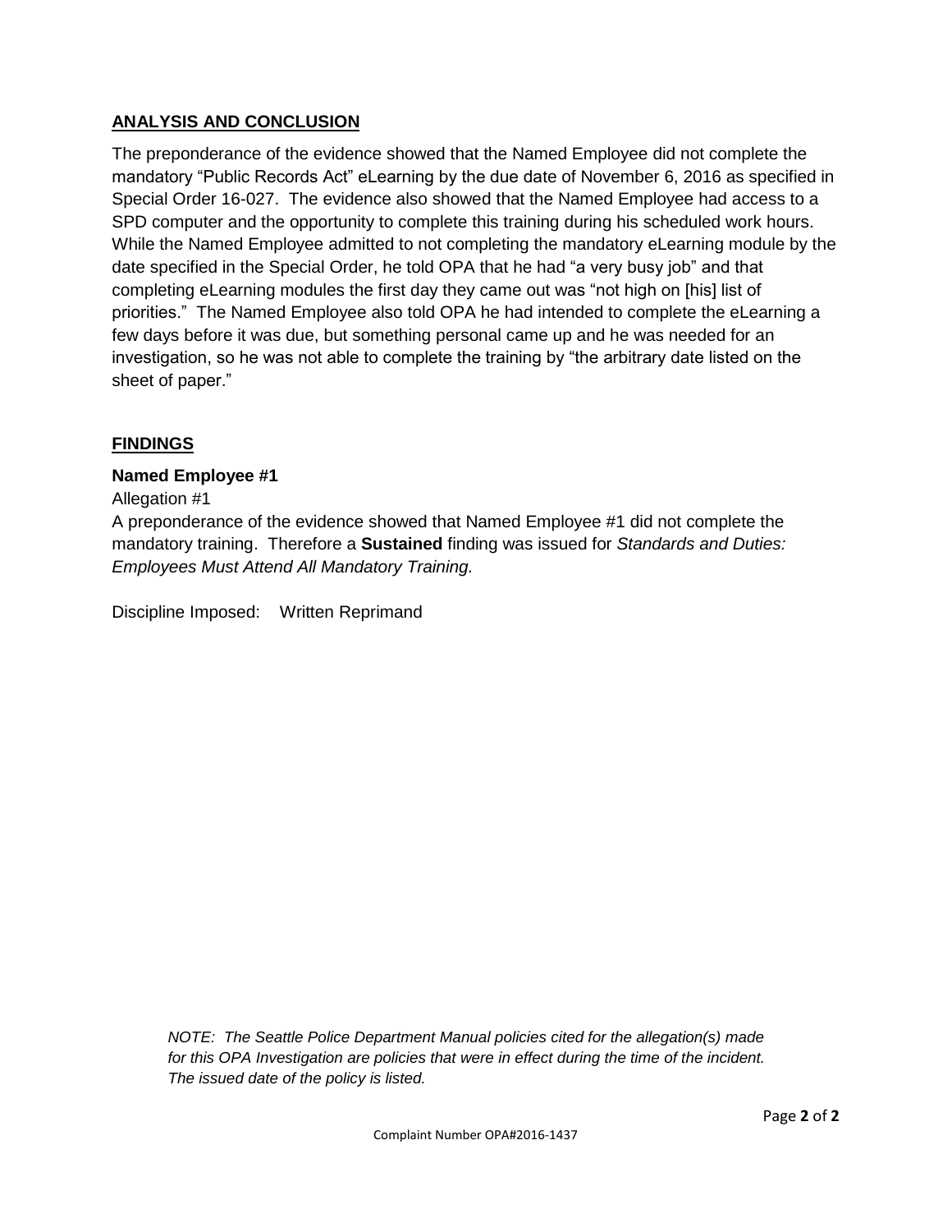## ANALYSIS AND CONCLUSION

The preponderance of the evidence showed that the Named Employee did not complete the mandatory "Public Records Act" eLearning by the due date of November 6, 2016 as specified in Special Order 16-027. The evidence also showed that the Named Employee had access to a SPD computer and the opportunity to complete this training during his scheduled work hours. While the Named Employee admitted to not completing the mandatory eLearning module by the date specified in the Special Order, he told OPA that he had "a very busy job" and that completing eLearning modules the first day they came out was "not high on [his] list of priorities." The Named Employee also told OPA he had intended to complete the eLearning a few days before it was due, but something personal came up and he was needed for an investigation, so he was not able to complete the training by "the arbitrary date listed on the sheet of paper."

## FINDINGS

**Named Employee #1**

Allegation #1

A preponderance of the evidence showed that Named Employee #1 did not complete the mandatory training. Therefore a **Sustained** finding was issued for *Standards and Duties: Employees Must Attend All Mandatory Training.*

Discipline Imposed: Written Reprimand

*NOTE: The Seattle Police Department Manual policies cited for the allegation(s) made for this OPA Investigation are policies that were in effect during the time of the incident. The issued date of the policy is listed.*

Complaint Number OPA#2016-1437